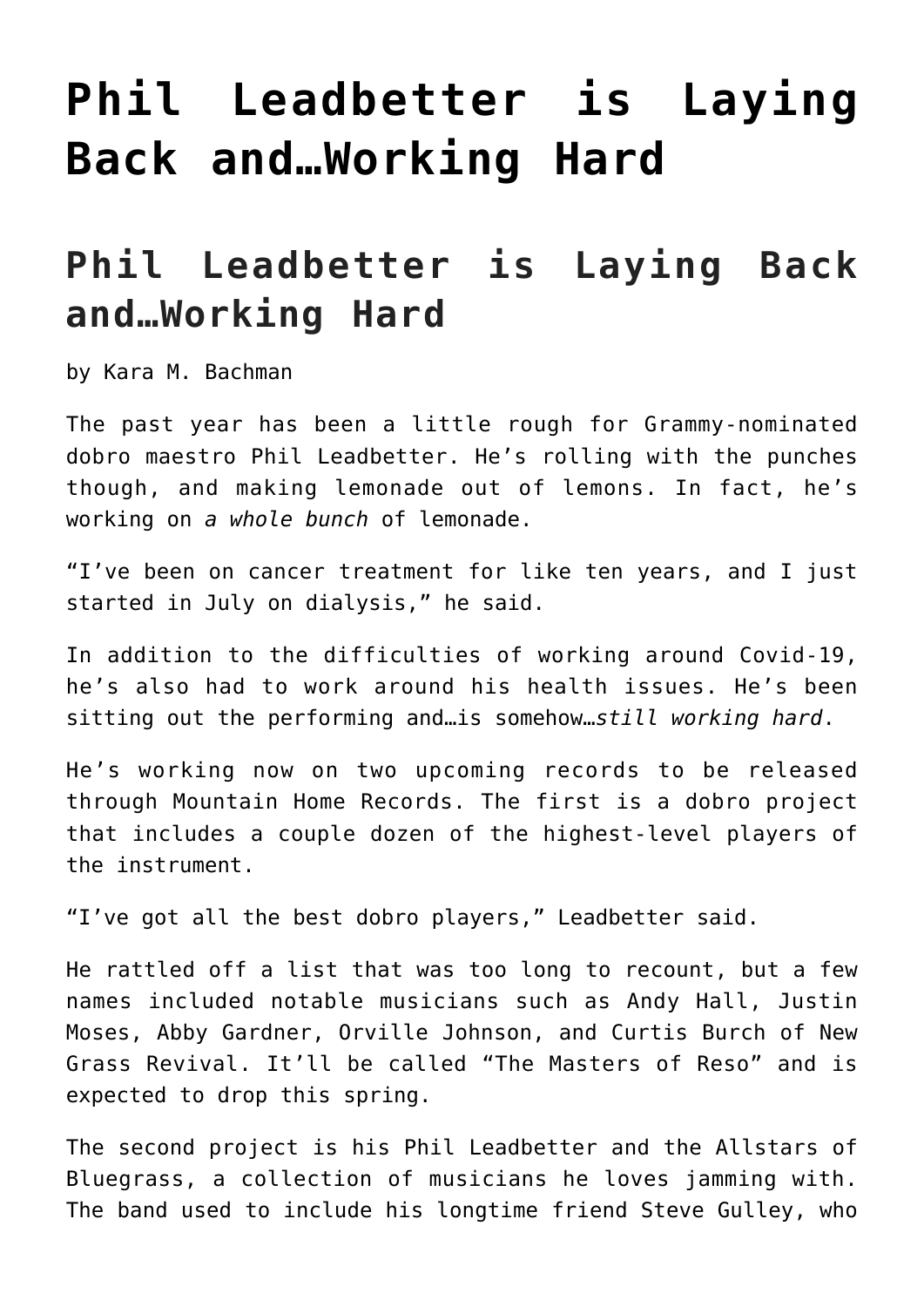# Phil Leadbetter is Laying Back and…Working Hard

## Phil Leadbetter is Laying Back and…Working Hard

by Kara M. Bachman

The past year has been a little rough for Grammy-nominated dobro maestro Phil Leadbetter. He's rolling with the punches though, and making lemonade out of lemons. In fact, he's working on *a whole bunch* of lemonade.

"I've been on cancer treatment for like ten years, and I just started in July on dialysis," he said.

In addition to the difficulties of working around Covid-19, he's also had to work around his health issues. He's been sitting out the performing and…is somehow…*still working hard*.

He's working now on two upcoming records to be released through Mountain Home Records. The first is a dobro project that includes a couple dozen of the highest-level players of the instrument.

"I've got all the best dobro players," Leadbetter said.

He rattled off a list that was too long to recount, but a few names included notable musicians such as Andy Hall, Justin Moses, Abby Gardner, Orville Johnson, and Curtis Burch of New Grass Revival. It'll be called "The Masters of Reso" and is expected to drop this spring.

The second project is his Phil Leadbetter and the Allstars of Bluegrass, a collection of musicians he loves jamming with. The band used to include his longtime friend Steve Gulley, who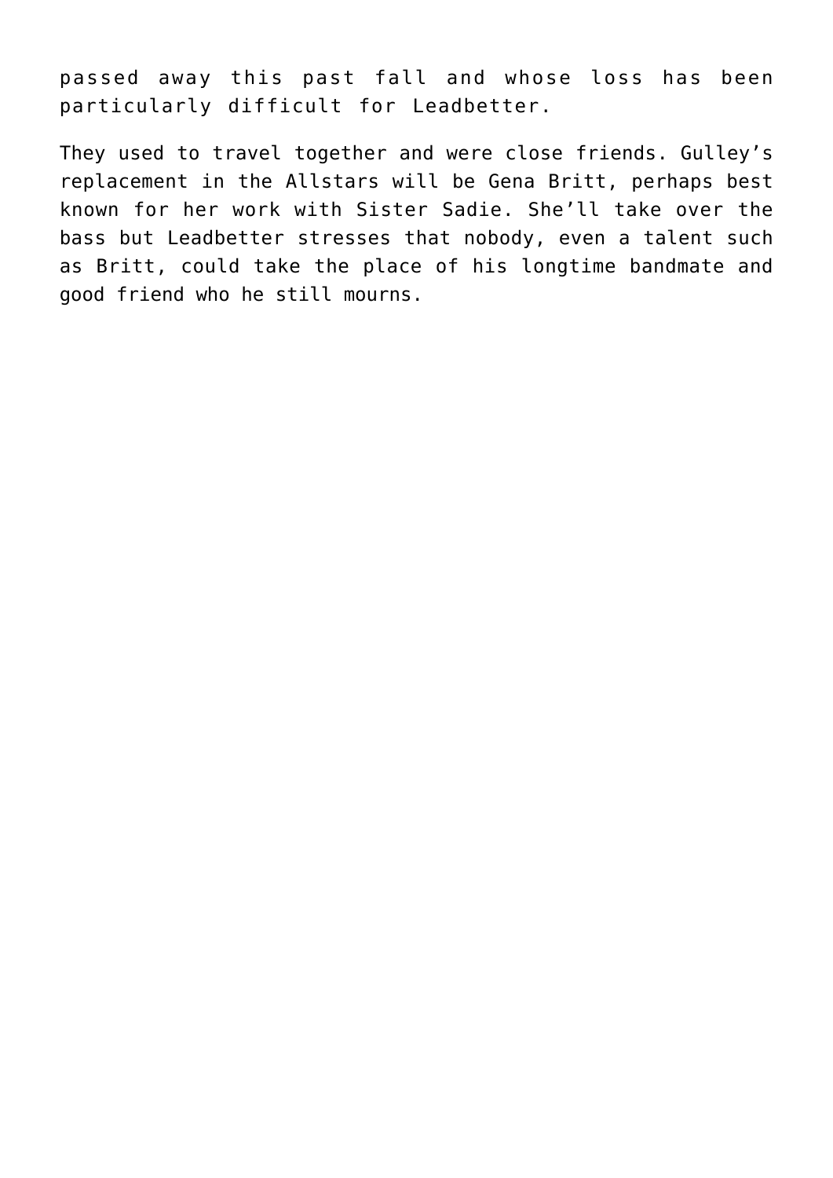passed away this past fall and whose loss has been particularly difficult for Leadbetter.

They used to travel together and were close friends. Gulley's replacement in the Allstars will be Gena Britt, perhaps best known for her work with Sister Sadie. She'll take over the bass but Leadbetter stresses that nobody, even a talent such as Britt, could take the place of his longtime bandmate and good friend who he still mourns.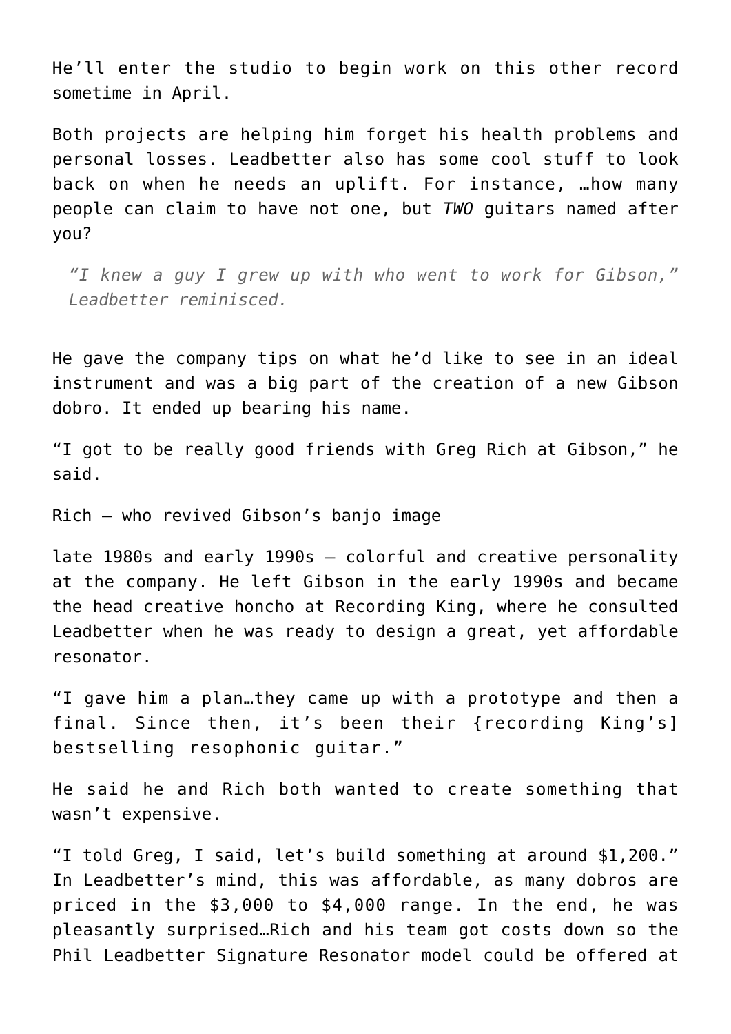He'll enter the studio to begin work on this other record sometime in April.

Both projects are helping him forget his health problems and personal losses. Leadbetter also has some cool stuff to look back on when he needs an uplift. For instance, …how many people can claim to have not one, but ***TWO*** guitars named after you?

> *"I knew a guy I grew up with who went to work for Gibson," Leadbetter reminisced.*

He gave the company tips on what he'd like to see in an ideal instrument and was a big part of the creation of a new Gibson dobro. It ended up bearing his name.

"I got to be really good friends with Greg Rich at Gibson," he said.

Rich – who revived Gibson's banjo image

late 1980s and early 1990s – colorful and creative personality at the company. He left Gibson in the early 1990s and became the head creative honcho at Recording King, where he consulted Leadbetter when he was ready to design a great, yet affordable resonator.

"I gave him a plan…they came up with a prototype and then a final. Since then, it's been their {recording King's] bestselling resophonic guitar."

He said he and Rich both wanted to create something that wasn't expensive.

"I told Greg, I said, let's build something at around $1,200." In Leadbetter's mind, this was affordable, as many dobros are priced in the $3,000 to $4,000 range. In the end, he was pleasantly surprised…Rich and his team got costs down so the Phil Leadbetter Signature Resonator model could be offered at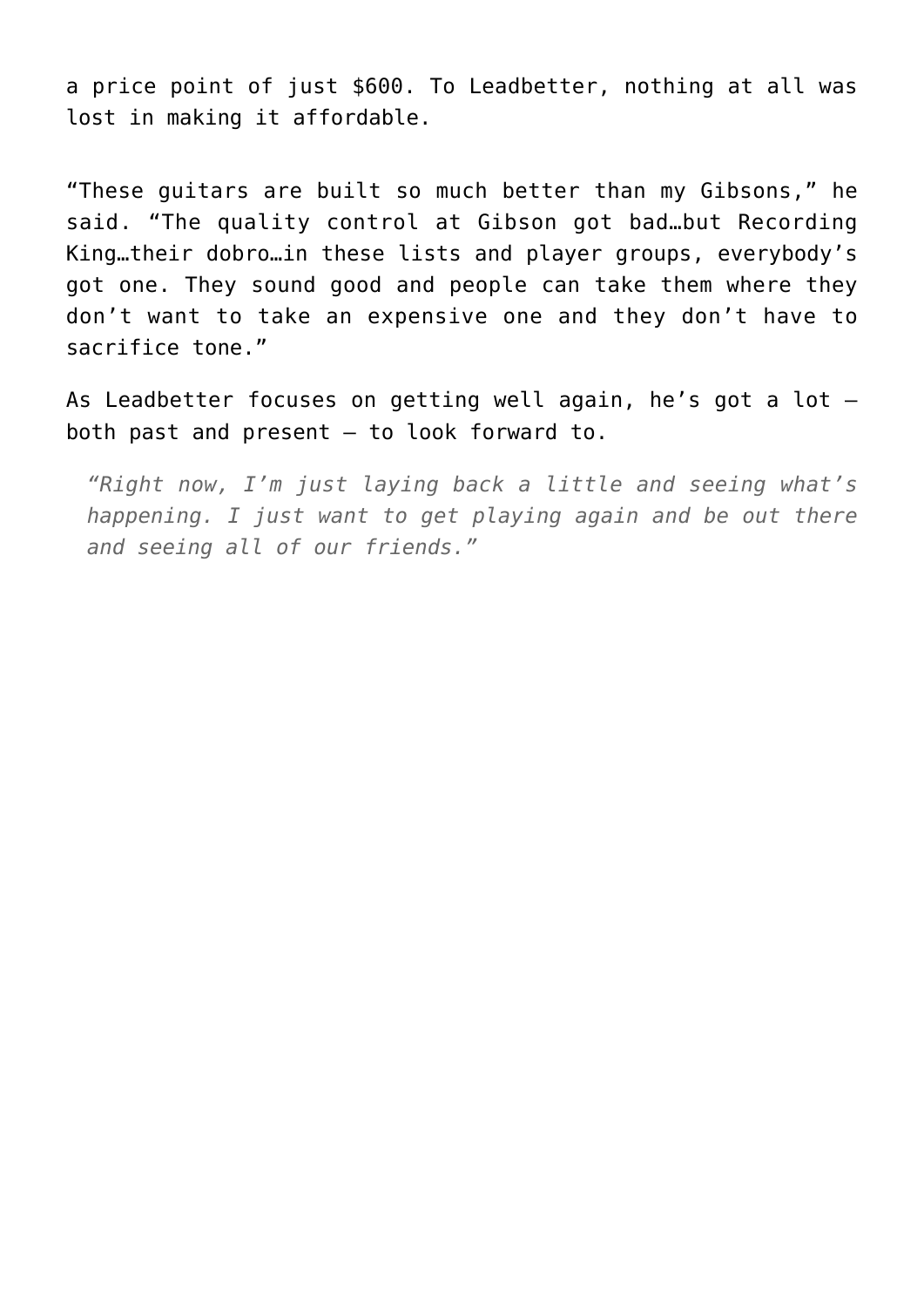a price point of just $600. To Leadbetter, nothing at all was lost in making it affordable.

"These guitars are built so much better than my Gibsons," he said. "The quality control at Gibson got bad…but Recording King…their dobro…in these lists and player groups, everybody's got one. They sound good and people can take them where they don't want to take an expensive one and they don't have to sacrifice tone."

As Leadbetter focuses on getting well again, he's got a lot – both past and present – to look forward to.

> *"Right now, I'm just laying back a little and seeing what's happening. I just want to get playing again and be out there and seeing all of our friends."*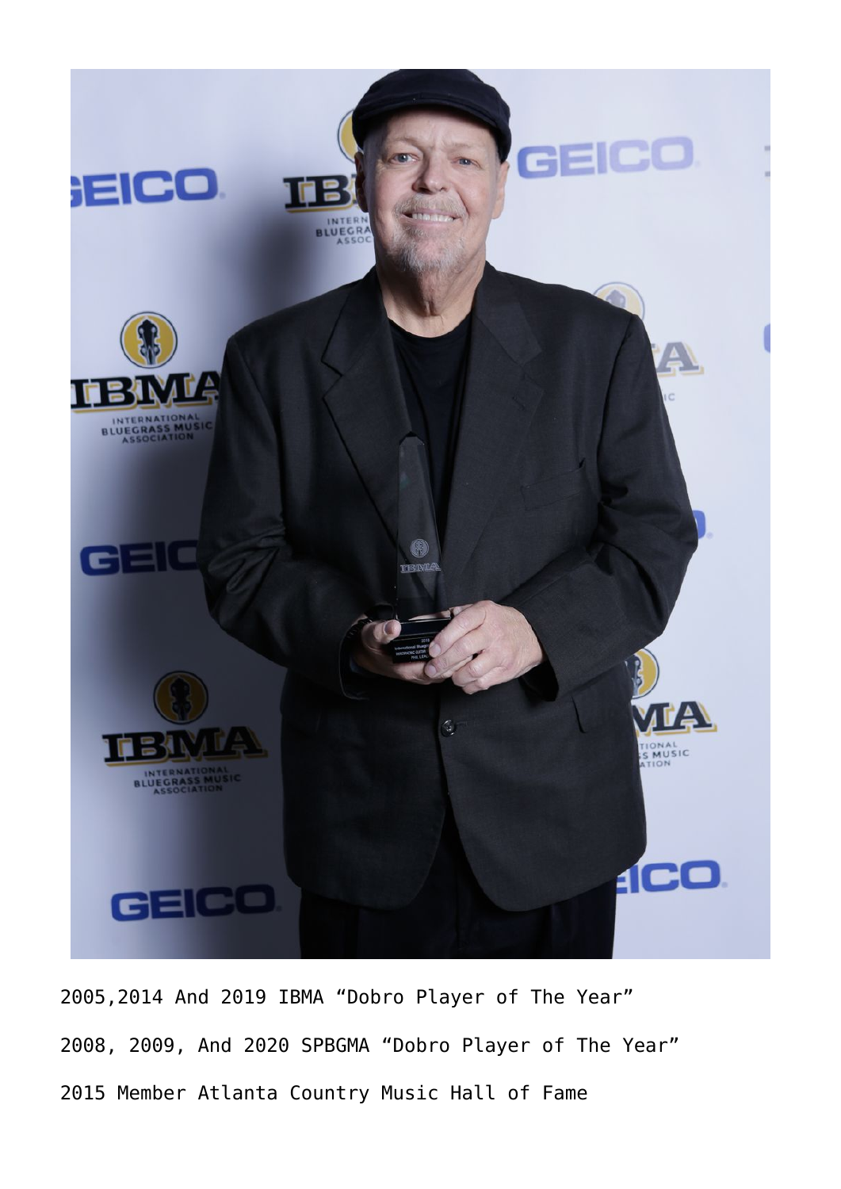2005,2014 And 2019 IBMA “Dobro Player of The Year”

2008, 2009, And 2020 SPBGMA “Dobro Player of The Year”

2015 Member Atlanta Country Music Hall of Fame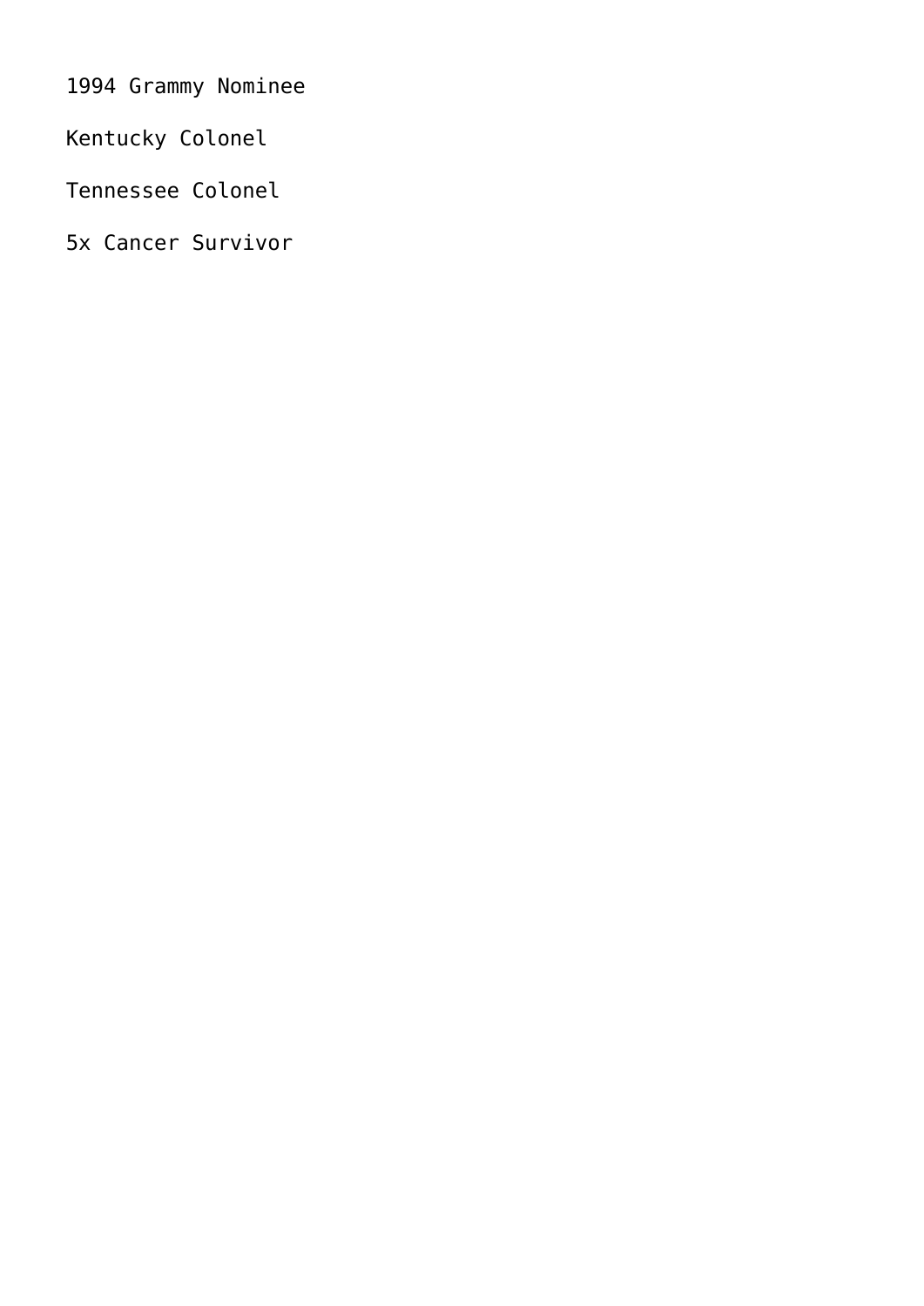1994 Grammy Nominee

Kentucky Colonel

Tennessee Colonel

5x Cancer Survivor